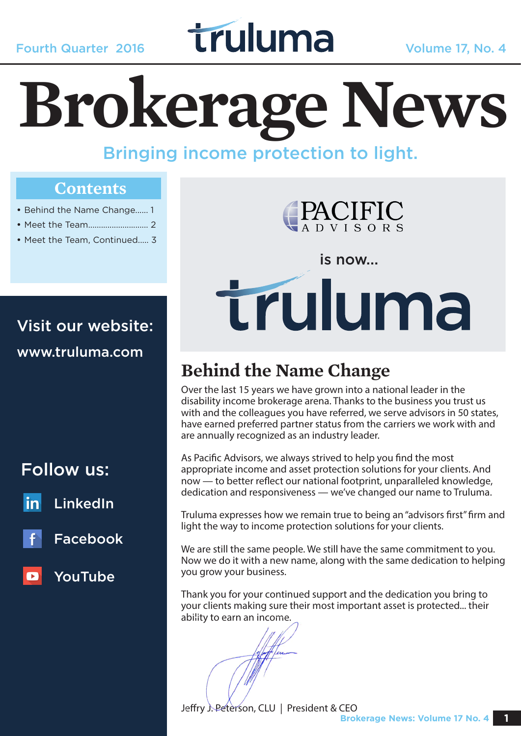Fourth Quarter 2016

truluma

Volume 17, No. 4

# Brokerage News

Bringing income protection to light.

## Contents

- Behind the Name Change...... 1
- Meet the Team............................ 2
- Meet the Team, Continued..... 3

Visit our website:

www.truluma.com

Follow us:

- LinkedIn
- Facebook
- YouTube

PACIFIC ADVISORS

is now...

truluma

## Behind the Name Change

Over the last 15 years we have grown into a national leader in the disability income brokerage arena. Thanks to the business you trust us with and the colleagues you have referred, we serve advisors in 50 states, have earned preferred partner status from the carriers we work with and are annually recognized as an industry leader.

As Pacific Advisors, we always strived to help you find the most appropriate income and asset protection solutions for your clients. And now — to better reflect our national footprint, unparalleled knowledge, dedication and responsiveness — we've changed our name to Truluma.

Truluma expresses how we remain true to being an "advisors first" firm and light the way to income protection solutions for your clients.

We are still the same people. We still have the same commitment to you. Now we do it with a new name, along with the same dedication to helping you grow your business.

Thank you for your continued support and the dedication you bring to your clients making sure their most important asset is protected... their ability to earn an income.

Jeffry J. Peterson, CLU | President & CEO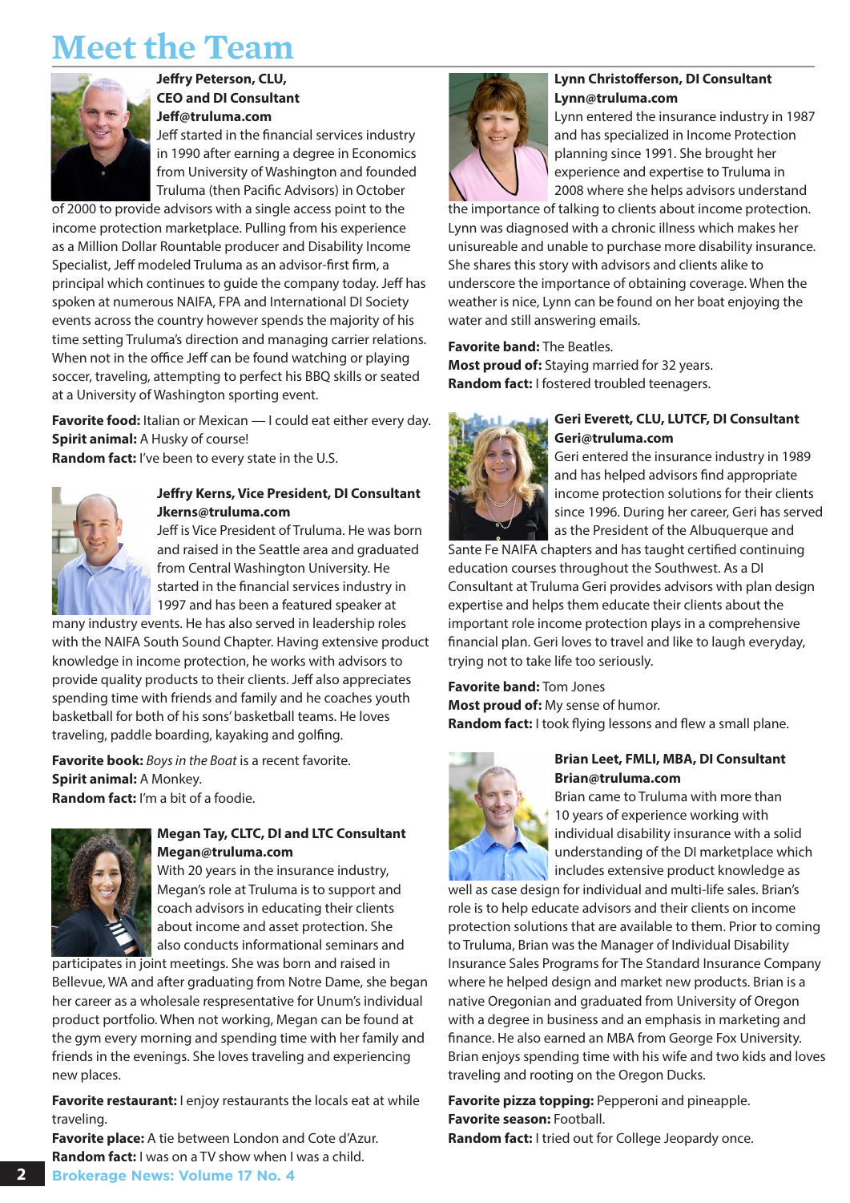# Meet the Team

**Jeffry Peterson, CLU, CEO and DI Consultant**
**Jeff@truluma.com**

Jeff started in the financial services industry in 1990 after earning a degree in Economics from University of Washington and founded Truluma (then Pacific Advisors) in October of 2000 to provide advisors with a single access point to the income protection marketplace. Pulling from his experience as a Million Dollar Rountable producer and Disability Income Specialist, Jeff modeled Truluma as an advisor-first firm, a principal which continues to guide the company today. Jeff has spoken at numerous NAIFA, FPA and International DI Society events across the country however spends the majority of his time setting Truluma's direction and managing carrier relations. When not in the office Jeff can be found watching or playing soccer, traveling, attempting to perfect his BBQ skills or seated at a University of Washington sporting event.

**Favorite food:** Italian or Mexican — I could eat either every day.
**Spirit animal:** A Husky of course!
**Random fact:** I've been to every state in the U.S.

**Jeffry Kerns, Vice President, DI Consultant**
**Jkerns@truluma.com**

Jeff is Vice President of Truluma. He was born and raised in the Seattle area and graduated from Central Washington University. He started in the financial services industry in 1997 and has been a featured speaker at many industry events. He has also served in leadership roles with the NAIFA South Sound Chapter. Having extensive product knowledge in income protection, he works with advisors to provide quality products to their clients. Jeff also appreciates spending time with friends and family and he coaches youth basketball for both of his sons' basketball teams. He loves traveling, paddle boarding, kayaking and golfing.

**Favorite book:** *Boys in the Boat* is a recent favorite.
**Spirit animal:** A Monkey.
**Random fact:** I'm a bit of a foodie.

**Megan Tay, CLTC, DI and LTC Consultant**
**Megan@truluma.com**

With 20 years in the insurance industry, Megan's role at Truluma is to support and coach advisors in educating their clients about income and asset protection. She also conducts informational seminars and participates in joint meetings. She was born and raised in Bellevue, WA and after graduating from Notre Dame, she began her career as a wholesale respresentative for Unum's individual product portfolio. When not working, Megan can be found at the gym every morning and spending time with her family and friends in the evenings. She loves traveling and experiencing new places.

**Favorite restaurant:** I enjoy restaurants the locals eat at while traveling.
**Favorite place:** A tie between London and Cote d'Azur.
**Random fact:** I was on a TV show when I was a child.

**Lynn Christofferson, DI Consultant**
**Lynn@truluma.com**

Lynn entered the insurance industry in 1987 and has specialized in Income Protection planning since 1991. She brought her experience and expertise to Truluma in 2008 where she helps advisors understand the importance of talking to clients about income protection. Lynn was diagnosed with a chronic illness which makes her unisureable and unable to purchase more disability insurance. She shares this story with advisors and clients alike to underscore the importance of obtaining coverage. When the weather is nice, Lynn can be found on her boat enjoying the water and still answering emails.

**Favorite band:** The Beatles.
**Most proud of:** Staying married for 32 years.
**Random fact:** I fostered troubled teenagers.

**Geri Everett, CLU, LUTCF, DI Consultant**
**Geri@truluma.com**

Geri entered the insurance industry in 1989 and has helped advisors find appropriate income protection solutions for their clients since 1996. During her career, Geri has served as the President of the Albuquerque and Sante Fe NAIFA chapters and has taught certified continuing education courses throughout the Southwest. As a DI Consultant at Truluma Geri provides advisors with plan design expertise and helps them educate their clients about the important role income protection plays in a comprehensive financial plan. Geri loves to travel and like to laugh everyday, trying not to take life too seriously.

**Favorite band:** Tom Jones
**Most proud of:** My sense of humor.
**Random fact:** I took flying lessons and flew a small plane.

**Brian Leet, FMLI, MBA, DI Consultant**
**Brian@truluma.com**

Brian came to Truluma with more than 10 years of experience working with individual disability insurance with a solid understanding of the DI marketplace which includes extensive product knowledge as well as case design for individual and multi-life sales. Brian's role is to help educate advisors and their clients on income protection solutions that are available to them. Prior to coming to Truluma, Brian was the Manager of Individual Disability Insurance Sales Programs for The Standard Insurance Company where he helped design and market new products. Brian is a native Oregonian and graduated from University of Oregon with a degree in business and an emphasis in marketing and finance. He also earned an MBA from George Fox University. Brian enjoys spending time with his wife and two kids and loves traveling and rooting on the Oregon Ducks.

**Favorite pizza topping:** Pepperoni and pineapple.
**Favorite season:** Football.
**Random fact:** I tried out for College Jeopardy once.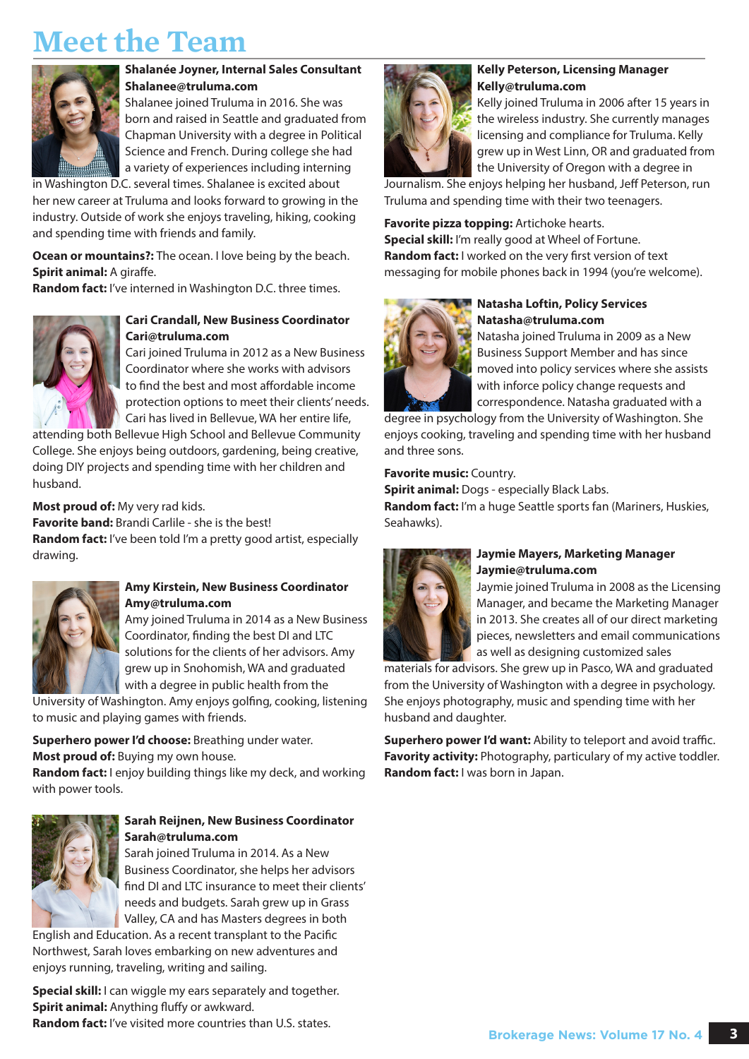# Meet the Team

**Shalanée Joyner, Internal Sales Consultant**
**Shalanee@truluma.com**

Shalanee joined Truluma in 2016. She was born and raised in Seattle and graduated from Chapman University with a degree in Political Science and French. During college she had a variety of experiences including interning in Washington D.C. several times. Shalanee is excited about her new career at Truluma and looks forward to growing in the industry. Outside of work she enjoys traveling, hiking, cooking and spending time with friends and family.

**Ocean or mountains?:** The ocean. I love being by the beach.
**Spirit animal:** A giraffe.
**Random fact:** I've interned in Washington D.C. three times.

**Cari Crandall, New Business Coordinator**
**Cari@truluma.com**

Cari joined Truluma in 2012 as a New Business Coordinator where she works with advisors to find the best and most affordable income protection options to meet their clients' needs. Cari has lived in Bellevue, WA her entire life, attending both Bellevue High School and Bellevue Community College. She enjoys being outdoors, gardening, being creative, doing DIY projects and spending time with her children and husband.

**Most proud of:** My very rad kids.
**Favorite band:** Brandi Carlile - she is the best!
**Random fact:** I've been told I'm a pretty good artist, especially drawing.

**Amy Kirstein, New Business Coordinator**
**Amy@truluma.com**

Amy joined Truluma in 2014 as a New Business Coordinator, finding the best DI and LTC solutions for the clients of her advisors. Amy grew up in Snohomish, WA and graduated with a degree in public health from the University of Washington. Amy enjoys golfing, cooking, listening to music and playing games with friends.

**Superhero power I'd choose:** Breathing under water.
**Most proud of:** Buying my own house.
**Random fact:** I enjoy building things like my deck, and working with power tools.

**Sarah Reijnen, New Business Coordinator**
**Sarah@truluma.com**

Sarah joined Truluma in 2014. As a New Business Coordinator, she helps her advisors find DI and LTC insurance to meet their clients' needs and budgets. Sarah grew up in Grass Valley, CA and has Masters degrees in both English and Education. As a recent transplant to the Pacific Northwest, Sarah loves embarking on new adventures and enjoys running, traveling, writing and sailing.

**Special skill:** I can wiggle my ears separately and together.
**Spirit animal:** Anything fluffy or awkward.
**Random fact:** I've visited more countries than U.S. states.

**Kelly Peterson, Licensing Manager**
**Kelly@truluma.com**

Kelly joined Truluma in 2006 after 15 years in the wireless industry. She currently manages licensing and compliance for Truluma. Kelly grew up in West Linn, OR and graduated from the University of Oregon with a degree in Journalism. She enjoys helping her husband, Jeff Peterson, run Truluma and spending time with their two teenagers.

**Favorite pizza topping:** Artichoke hearts.
**Special skill:** I'm really good at Wheel of Fortune.
**Random fact:** I worked on the very first version of text messaging for mobile phones back in 1994 (you're welcome).

**Natasha Loftin, Policy Services**
**Natasha@truluma.com**

Natasha joined Truluma in 2009 as a New Business Support Member and has since moved into policy services where she assists with inforce policy change requests and correspondence. Natasha graduated with a degree in psychology from the University of Washington. She enjoys cooking, traveling and spending time with her husband and three sons.

**Favorite music:** Country.
**Spirit animal:** Dogs - especially Black Labs.
**Random fact:** I'm a huge Seattle sports fan (Mariners, Huskies, Seahawks).

**Jaymie Mayers, Marketing Manager**
**Jaymie@truluma.com**

Jaymie joined Truluma in 2008 as the Licensing Manager, and became the Marketing Manager in 2013. She creates all of our direct marketing pieces, newsletters and email communications as well as designing customized sales materials for advisors. She grew up in Pasco, WA and graduated from the University of Washington with a degree in psychology. She enjoys photography, music and spending time with her husband and daughter.

**Superhero power I'd want:** Ability to teleport and avoid traffic.
**Favority activity:** Photography, particulary of my active toddler.
**Random fact:** I was born in Japan.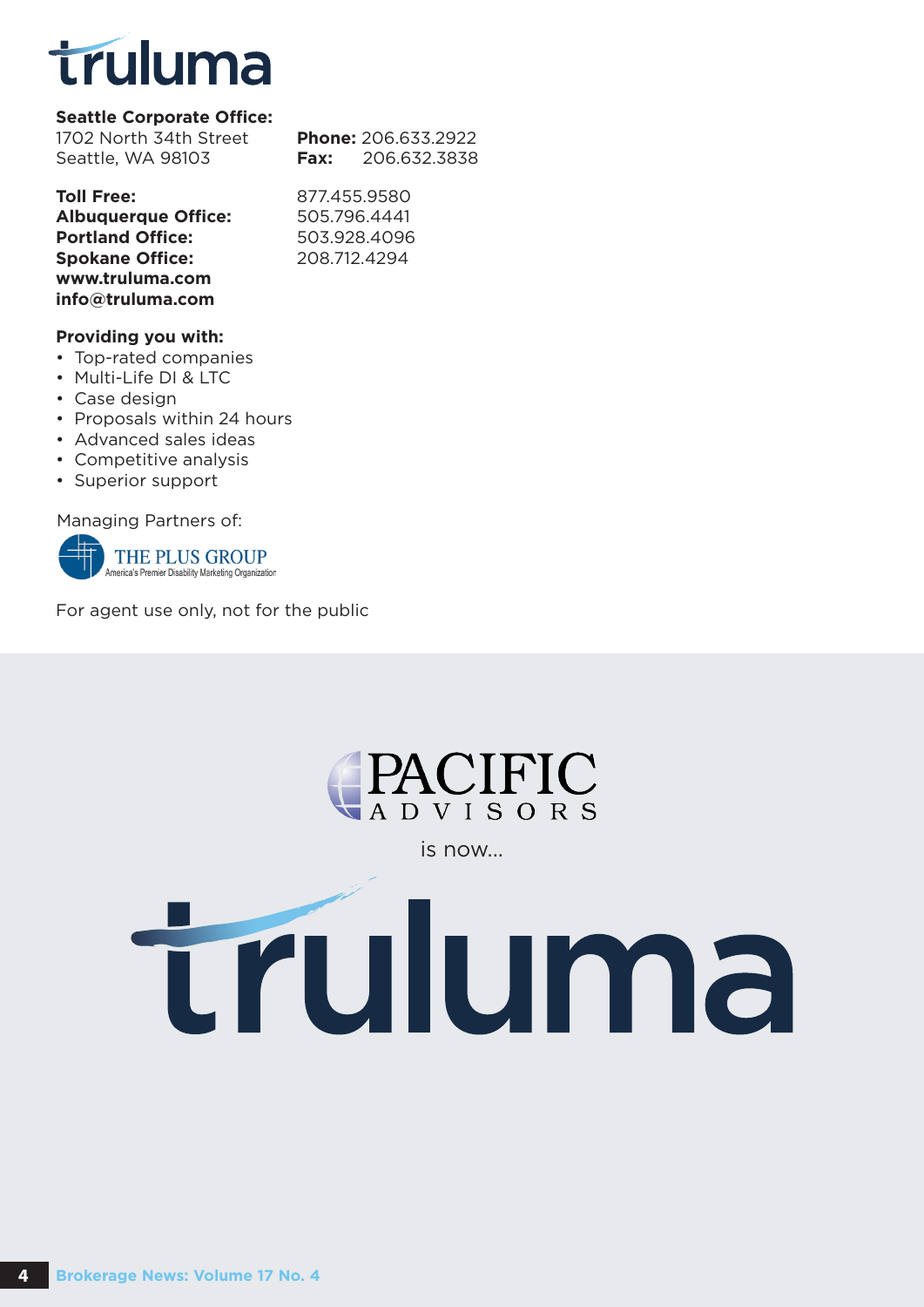truluma

**Seattle Corporate Office:**
1702 North 34th Street
Seattle, WA 98103

**Phone:** 206.633.2922
**Fax:** 206.632.3838

| | |
|---|---|
| **Toll Free:** | 877.455.9580 |
| **Albuquerque Office:** | 505.796.4441 |
| **Portland Office:** | 503.928.4096 |
| **Spokane Office:** | 208.712.4294 |

**www.truluma.com**
**info@truluma.com**

**Providing you with:**

- Top-rated companies
- Multi-Life DI & LTC
- Case design
- Proposals within 24 hours
- Advanced sales ideas
- Competitive analysis
- Superior support

Managing Partners of:

THE PLUS GROUP
America's Premier Disability Marketing Organization

For agent use only, not for the public

PACIFIC ADVISORS

is now...

truluma

**Brokerage News: Volume 17 No. 4**